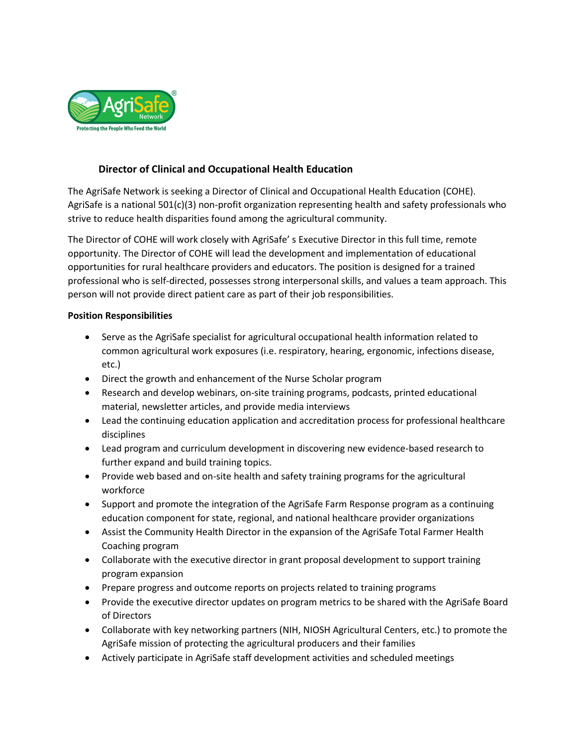## Director of Clinical and Occupational Health Education

The AgriSafe Network is seeking a Director of Clinical and Occupational Health Education (COHE). AgriSafe is a national 501(c)(3) non-profit organization representing health and safety professionals who strive to reduce health disparities found among the agricultural community.

The Director of COHE will work closely with AgriSafe' s Executive Director in this full time, remote opportunity. The Director of COHE will lead the development and implementation of educational opportunities for rural healthcare providers and educators. The position is designed for a trained professional who is self-directed, possesses strong interpersonal skills, and values a team approach. This person will not provide direct patient care as part of their job responsibilities.

**Position Responsibilities**

- Serve as the AgriSafe specialist for agricultural occupational health information related to common agricultural work exposures (i.e. respiratory, hearing, ergonomic, infections disease, etc.)
- Direct the growth and enhancement of the Nurse Scholar program
- Research and develop webinars, on-site training programs, podcasts, printed educational material, newsletter articles, and provide media interviews
- Lead the continuing education application and accreditation process for professional healthcare disciplines
- Lead program and curriculum development in discovering new evidence-based research to further expand and build training topics.
- Provide web based and on-site health and safety training programs for the agricultural workforce
- Support and promote the integration of the AgriSafe Farm Response program as a continuing education component for state, regional, and national healthcare provider organizations
- Assist the Community Health Director in the expansion of the AgriSafe Total Farmer Health Coaching program
- Collaborate with the executive director in grant proposal development to support training program expansion
- Prepare progress and outcome reports on projects related to training programs
- Provide the executive director updates on program metrics to be shared with the AgriSafe Board of Directors
- Collaborate with key networking partners (NIH, NIOSH Agricultural Centers, etc.) to promote the AgriSafe mission of protecting the agricultural producers and their families
- Actively participate in AgriSafe staff development activities and scheduled meetings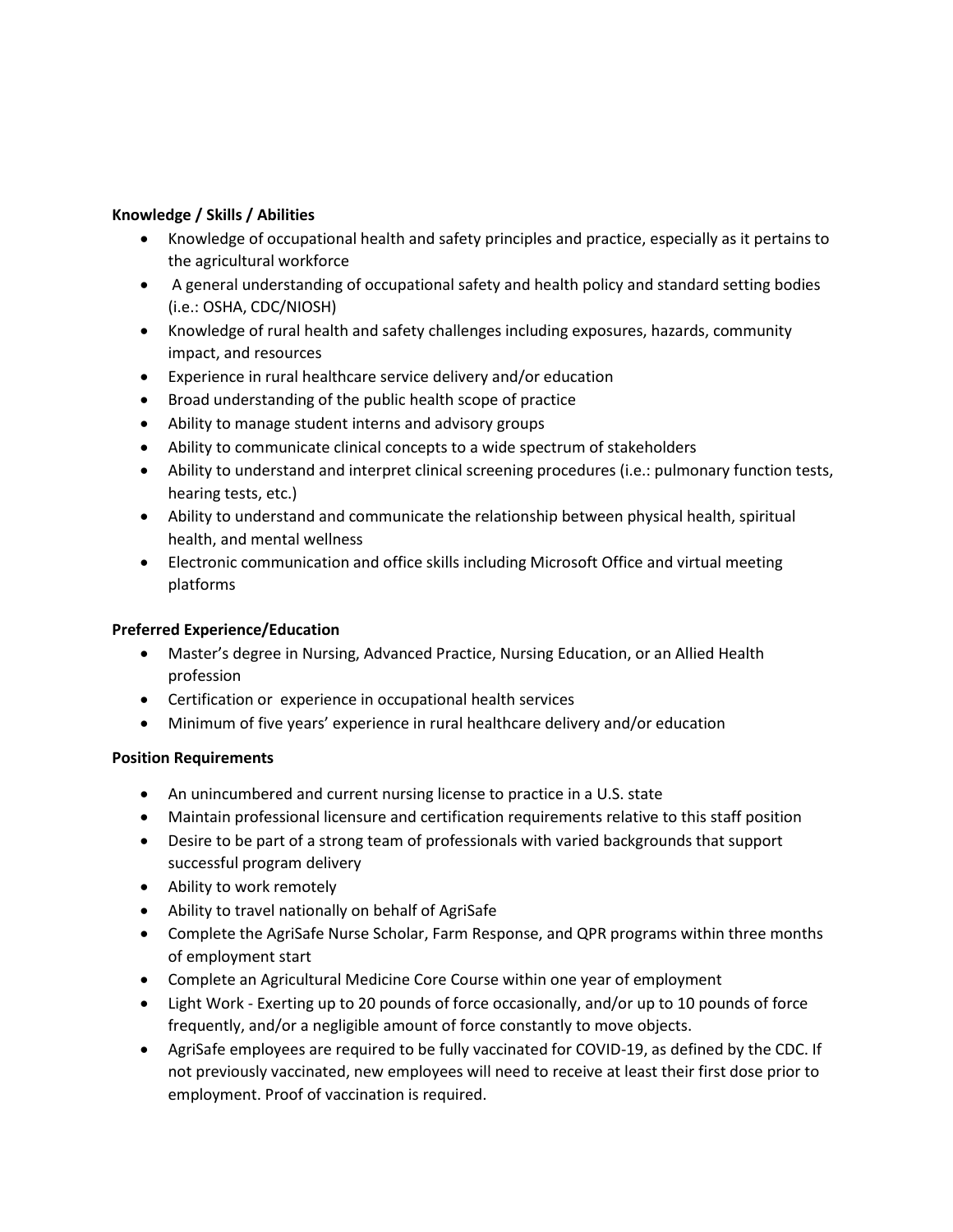**Knowledge / Skills / Abilities**

- Knowledge of occupational health and safety principles and practice, especially as it pertains to the agricultural workforce
- A general understanding of occupational safety and health policy and standard setting bodies (i.e.: OSHA, CDC/NIOSH)
- Knowledge of rural health and safety challenges including exposures, hazards, community impact, and resources
- Experience in rural healthcare service delivery and/or education
- Broad understanding of the public health scope of practice
- Ability to manage student interns and advisory groups
- Ability to communicate clinical concepts to a wide spectrum of stakeholders
- Ability to understand and interpret clinical screening procedures (i.e.: pulmonary function tests, hearing tests, etc.)
- Ability to understand and communicate the relationship between physical health, spiritual health, and mental wellness
- Electronic communication and office skills including Microsoft Office and virtual meeting platforms

**Preferred Experience/Education**

- Master's degree in Nursing, Advanced Practice, Nursing Education, or an Allied Health profession
- Certification or experience in occupational health services
- Minimum of five years' experience in rural healthcare delivery and/or education

**Position Requirements**

- An unincumbered and current nursing license to practice in a U.S. state
- Maintain professional licensure and certification requirements relative to this staff position
- Desire to be part of a strong team of professionals with varied backgrounds that support successful program delivery
- Ability to work remotely
- Ability to travel nationally on behalf of AgriSafe
- Complete the AgriSafe Nurse Scholar, Farm Response, and QPR programs within three months of employment start
- Complete an Agricultural Medicine Core Course within one year of employment
- Light Work - Exerting up to 20 pounds of force occasionally, and/or up to 10 pounds of force frequently, and/or a negligible amount of force constantly to move objects.
- AgriSafe employees are required to be fully vaccinated for COVID-19, as defined by the CDC. If not previously vaccinated, new employees will need to receive at least their first dose prior to employment. Proof of vaccination is required.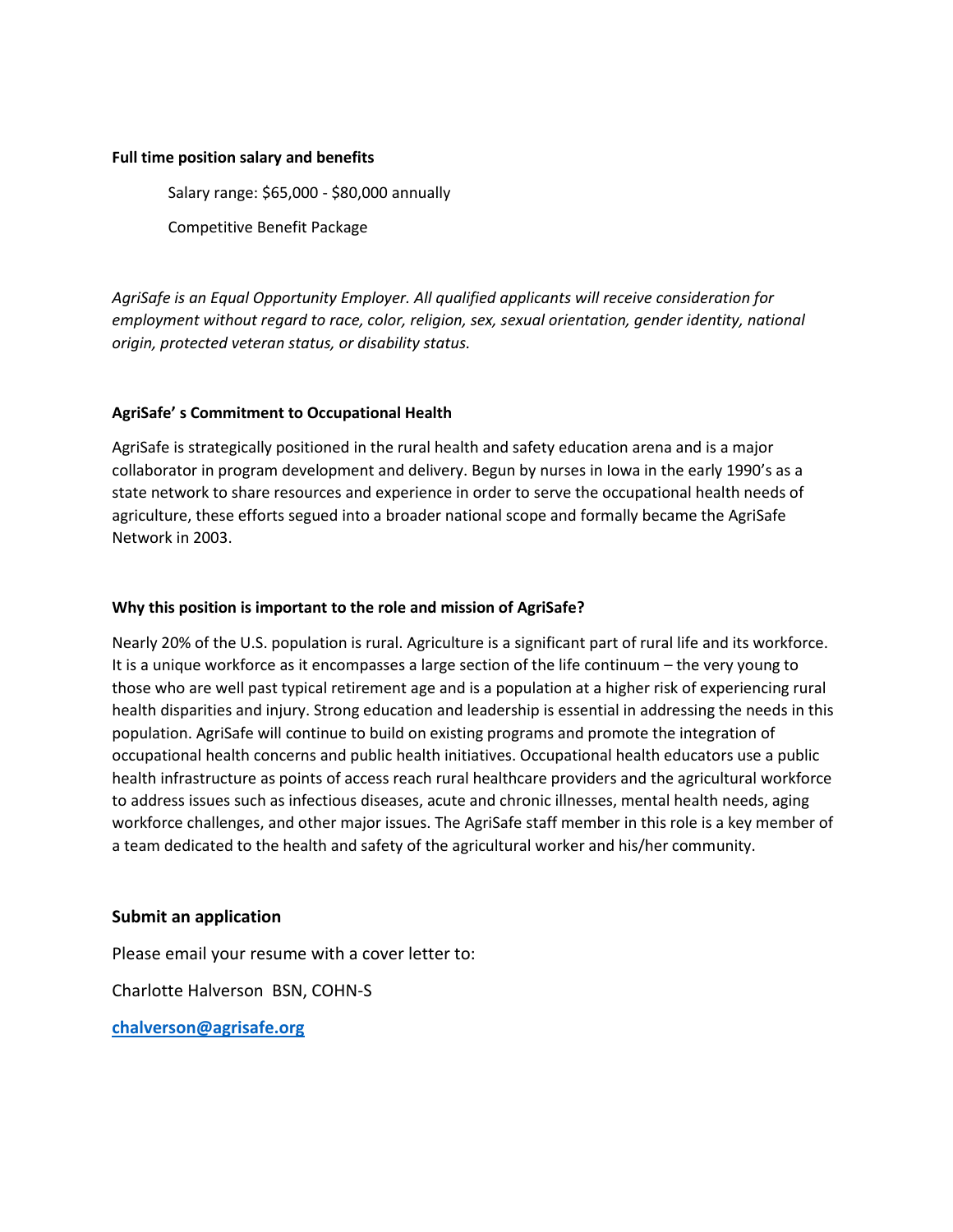**Full time position salary and benefits**

Salary range: $65,000 - $80,000 annually

Competitive Benefit Package

*AgriSafe is an Equal Opportunity Employer. All qualified applicants will receive consideration for employment without regard to race, color, religion, sex, sexual orientation, gender identity, national origin, protected veteran status, or disability status.*

**AgriSafe' s Commitment to Occupational Health**

AgriSafe is strategically positioned in the rural health and safety education arena and is a major collaborator in program development and delivery. Begun by nurses in Iowa in the early 1990's as a state network to share resources and experience in order to serve the occupational health needs of agriculture, these efforts segued into a broader national scope and formally became the AgriSafe Network in 2003.

**Why this position is important to the role and mission of AgriSafe?**

Nearly 20% of the U.S. population is rural. Agriculture is a significant part of rural life and its workforce. It is a unique workforce as it encompasses a large section of the life continuum – the very young to those who are well past typical retirement age and is a population at a higher risk of experiencing rural health disparities and injury. Strong education and leadership is essential in addressing the needs in this population. AgriSafe will continue to build on existing programs and promote the integration of occupational health concerns and public health initiatives. Occupational health educators use a public health infrastructure as points of access reach rural healthcare providers and the agricultural workforce to address issues such as infectious diseases, acute and chronic illnesses, mental health needs, aging workforce challenges, and other major issues. The AgriSafe staff member in this role is a key member of a team dedicated to the health and safety of the agricultural worker and his/her community.

**Submit an application**

Please email your resume with a cover letter to:

Charlotte Halverson BSN, COHN-S

**chalverson@agrisafe.org**